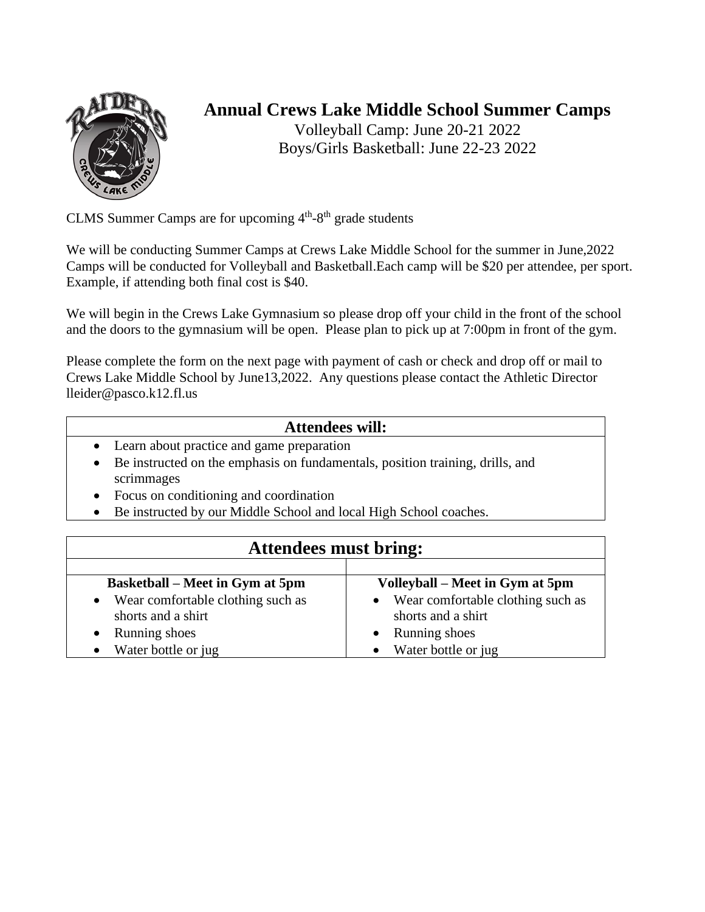# Annual Crews Lake Middle School Summer Camps

Volleyball Camp: June 20-21 2022
Boys/Girls Basketball: June 22-23 2022

CLMS Summer Camps are for upcoming 4th-8th grade students

We will be conducting Summer Camps at Crews Lake Middle School for the summer in June,2022 Camps will be conducted for Volleyball and Basketball.Each camp will be $20 per attendee, per sport. Example, if attending both final cost is $40.

We will begin in the Crews Lake Gymnasium so please drop off your child in the front of the school and the doors to the gymnasium will be open. Please plan to pick up at 7:00pm in front of the gym.

Please complete the form on the next page with payment of cash or check and drop off or mail to Crews Lake Middle School by June13,2022. Any questions please contact the Athletic Director lleider@pasco.k12.fl.us

| **Attendees will:** |
|---|
| • Learn about practice and game preparation<br>• Be instructed on the emphasis on fundamentals, position training, drills, and scrimmages<br>• Focus on conditioning and coordination<br>• Be instructed by our Middle School and local High School coaches. |

| **Attendees must bring:** | |
|---|---|
| **Basketball – Meet in Gym at 5pm** | **Volleyball – Meet in Gym at 5pm** |
| • Wear comfortable clothing such as shorts and a shirt<br>• Running shoes<br>• Water bottle or jug | • Wear comfortable clothing such as shorts and a shirt<br>• Running shoes<br>• Water bottle or jug |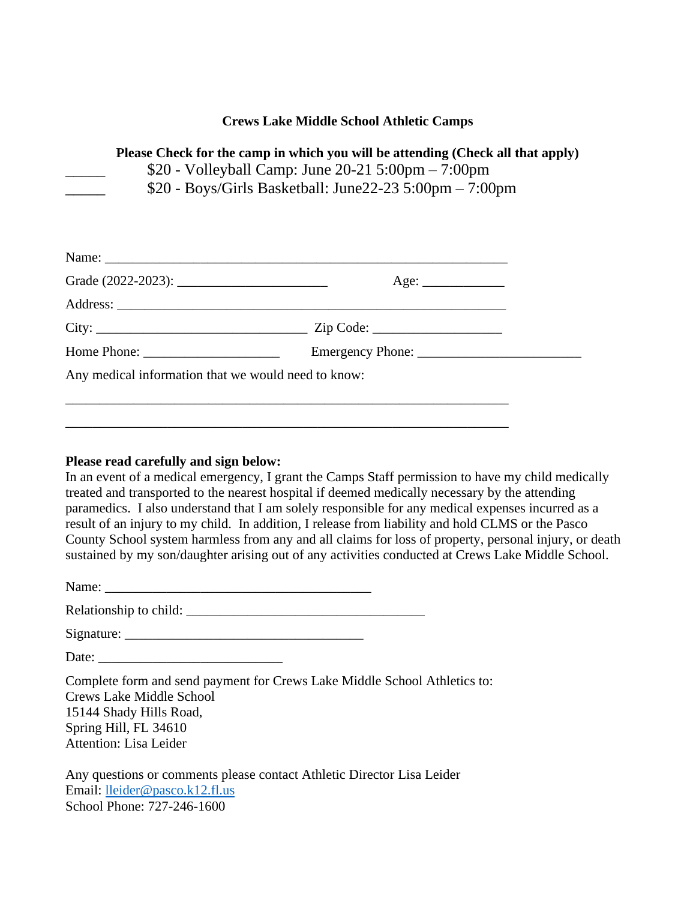**Crews Lake Middle School Athletic Camps**

**Please Check for the camp in which you will be attending (Check all that apply)**

_____ $20 - Volleyball Camp: June 20-21 5:00pm – 7:00pm

_____ $20 - Boys/Girls Basketball: June22-23 5:00pm – 7:00pm

Name: ____________________________________________________________

Grade (2022-2023): ______________________ Age: ____________

Address: __________________________________________________________

City: _______________________________ Zip Code: ___________________

Home Phone: ____________________ Emergency Phone: ________________________

Any medical information that we would need to know:

_________________________________________________________________

_________________________________________________________________

**Please read carefully and sign below:**

In an event of a medical emergency, I grant the Camps Staff permission to have my child medically treated and transported to the nearest hospital if deemed medically necessary by the attending paramedics. I also understand that I am solely responsible for any medical expenses incurred as a result of an injury to my child. In addition, I release from liability and hold CLMS or the Pasco County School system harmless from any and all claims for loss of property, personal injury, or death sustained by my son/daughter arising out of any activities conducted at Crews Lake Middle School.

Name: ________________________________________

Relationship to child: ___________________________________

Signature: ___________________________________

Date: ___________________________

Complete form and send payment for Crews Lake Middle School Athletics to:
Crews Lake Middle School
15144 Shady Hills Road,
Spring Hill, FL 34610
Attention: Lisa Leider

Any questions or comments please contact Athletic Director Lisa Leider
Email: lleider@pasco.k12.fl.us
School Phone: 727-246-1600